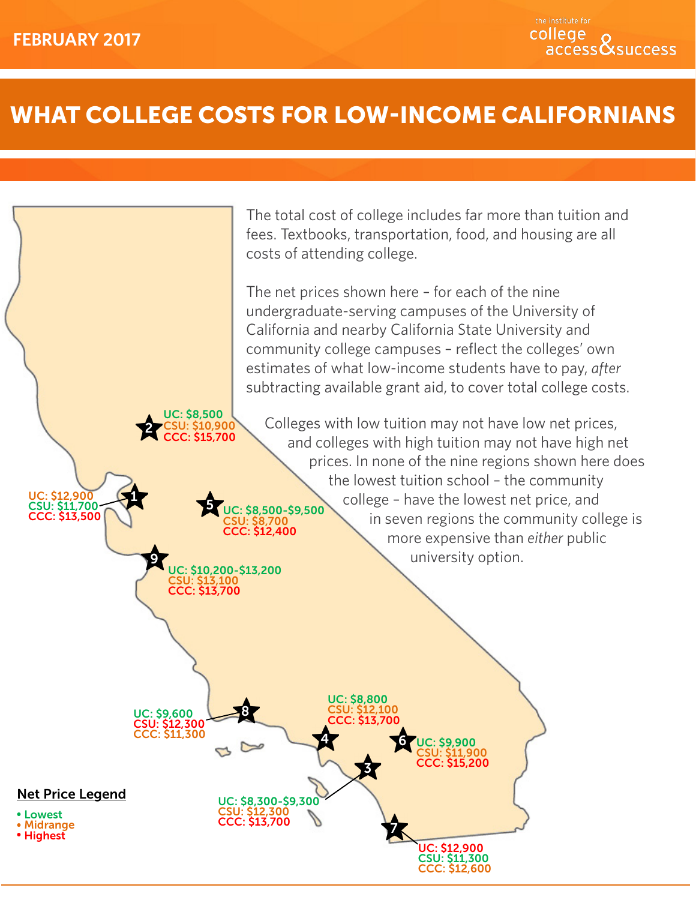FEBRUARY 2017

the institute for college access & success

# WHAT COLLEGE COSTS FOR LOW-INCOME CALIFORNIANS

The total cost of college includes far more than tuition and fees. Textbooks, transportation, food, and housing are all costs of attending college.

The net prices shown here – for each of the nine undergraduate-serving campuses of the University of California and nearby California State University and community college campuses – reflect the colleges' own estimates of what low-income students have to pay, *after* subtracting available grant aid, to cover total college costs.

Colleges with low tuition may not have low net prices, and colleges with high tuition may not have high net prices. In none of the nine regions shown here does the lowest tuition school – the community college – have the lowest net price, and in seven regions the community college is more expensive than *either* public university option.

| Region | UC | CSU | CCC |
|---|---|---|---|
| 1 | $12,900 | $11,700 | $13,500 |
| 2 | $8,500 | $10,900 | $15,700 |
| 3 | $8,300-$9,300 | $12,300 | $13,700 |
| 4 | $8,800 | $12,100 | $13,700 |
| 5 | $8,500-$9,500 | $8,700 | $12,400 |
| 6 | $9,900 | $11,900 | $15,200 |
| 7 | $12,900 | $11,300 | $12,600 |
| 8 | $9,600 | $12,300 | $11,300 |
| 9 | $10,200-$13,200 | $13,100 | $13,700 |

**Net Price Legend**

- Lowest
- Midrange
- Highest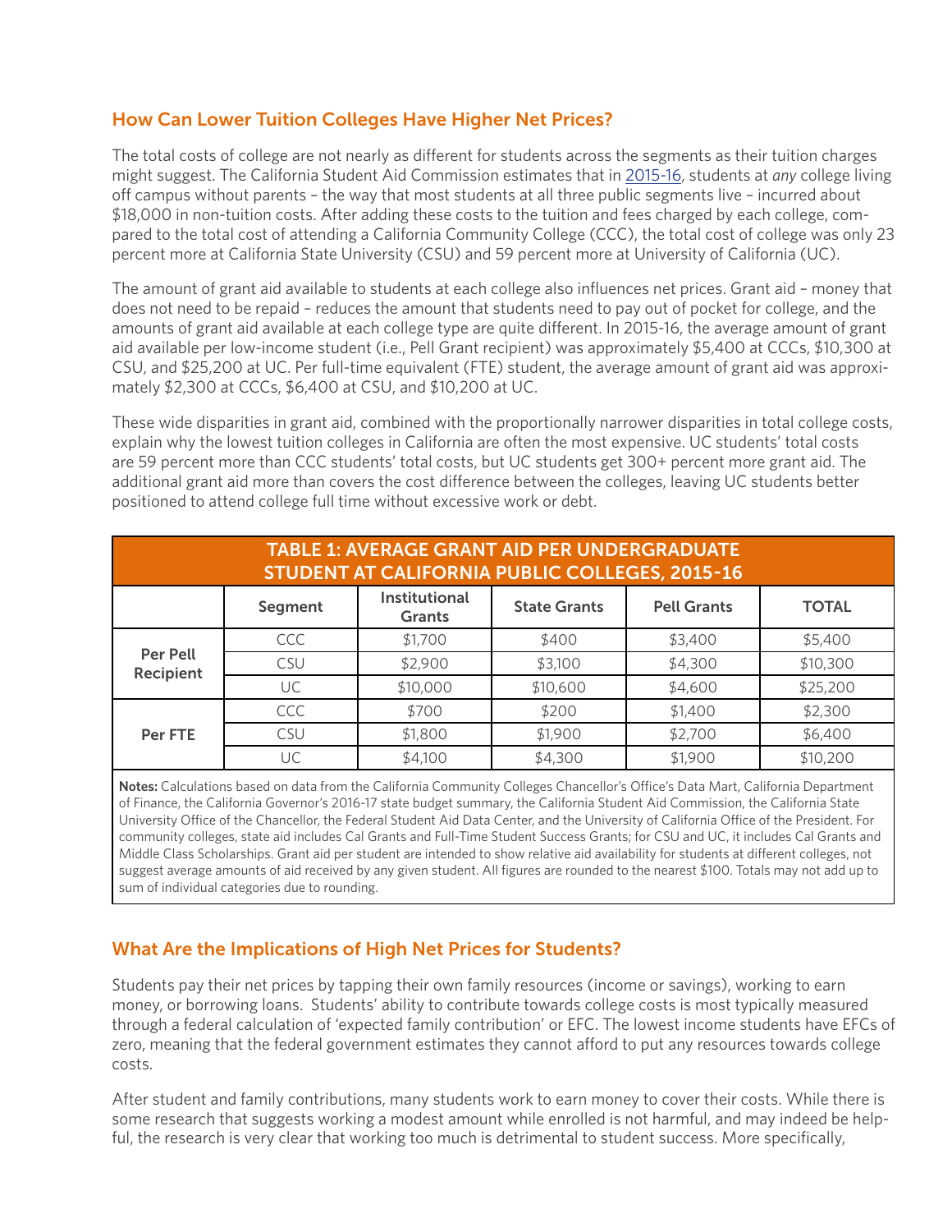## How Can Lower Tuition Colleges Have Higher Net Prices?

The total costs of college are not nearly as different for students across the segments as their tuition charges might suggest. The California Student Aid Commission estimates that in 2015-16, students at *any* college living off campus without parents – the way that most students at all three public segments live – incurred about $18,000 in non-tuition costs. After adding these costs to the tuition and fees charged by each college, compared to the total cost of attending a California Community College (CCC), the total cost of college was only 23 percent more at California State University (CSU) and 59 percent more at University of California (UC).

The amount of grant aid available to students at each college also influences net prices. Grant aid – money that does not need to be repaid – reduces the amount that students need to pay out of pocket for college, and the amounts of grant aid available at each college type are quite different. In 2015-16, the average amount of grant aid available per low-income student (i.e., Pell Grant recipient) was approximately $5,400 at CCCs, $10,300 at CSU, and $25,200 at UC. Per full-time equivalent (FTE) student, the average amount of grant aid was approximately $2,300 at CCCs, $6,400 at CSU, and $10,200 at UC.

These wide disparities in grant aid, combined with the proportionally narrower disparities in total college costs, explain why the lowest tuition colleges in California are often the most expensive. UC students' total costs are 59 percent more than CCC students' total costs, but UC students get 300+ percent more grant aid. The additional grant aid more than covers the cost difference between the colleges, leaving UC students better positioned to attend college full time without excessive work or debt.

**TABLE 1: AVERAGE GRANT AID PER UNDERGRADUATE STUDENT AT CALIFORNIA PUBLIC COLLEGES, 2015-16**

| | Segment | Institutional Grants | State Grants | Pell Grants | TOTAL |
|---|---|---|---|---|---|
| Per Pell Recipient | CCC | $1,700 | $400 | $3,400 | $5,400 |
| | CSU | $2,900 | $3,100 | $4,300 | $10,300 |
| | UC | $10,000 | $10,600 | $4,600 | $25,200 |
| Per FTE | CCC | $700 | $200 | $1,400 | $2,300 |
| | CSU | $1,800 | $1,900 | $2,700 | $6,400 |
| | UC | $4,100 | $4,300 | $1,900 | $10,200 |

**Notes:** Calculations based on data from the California Community Colleges Chancellor's Office's Data Mart, California Department of Finance, the California Governor's 2016-17 state budget summary, the California Student Aid Commission, the California State University Office of the Chancellor, the Federal Student Aid Data Center, and the University of California Office of the President. For community colleges, state aid includes Cal Grants and Full-Time Student Success Grants; for CSU and UC, it includes Cal Grants and Middle Class Scholarships. Grant aid per student are intended to show relative aid availability for students at different colleges, not suggest average amounts of aid received by any given student. All figures are rounded to the nearest $100. Totals may not add up to sum of individual categories due to rounding.

## What Are the Implications of High Net Prices for Students?

Students pay their net prices by tapping their own family resources (income or savings), working to earn money, or borrowing loans. Students' ability to contribute towards college costs is most typically measured through a federal calculation of 'expected family contribution' or EFC. The lowest income students have EFCs of zero, meaning that the federal government estimates they cannot afford to put any resources towards college costs.

After student and family contributions, many students work to earn money to cover their costs. While there is some research that suggests working a modest amount while enrolled is not harmful, and may indeed be helpful, the research is very clear that working too much is detrimental to student success. More specifically,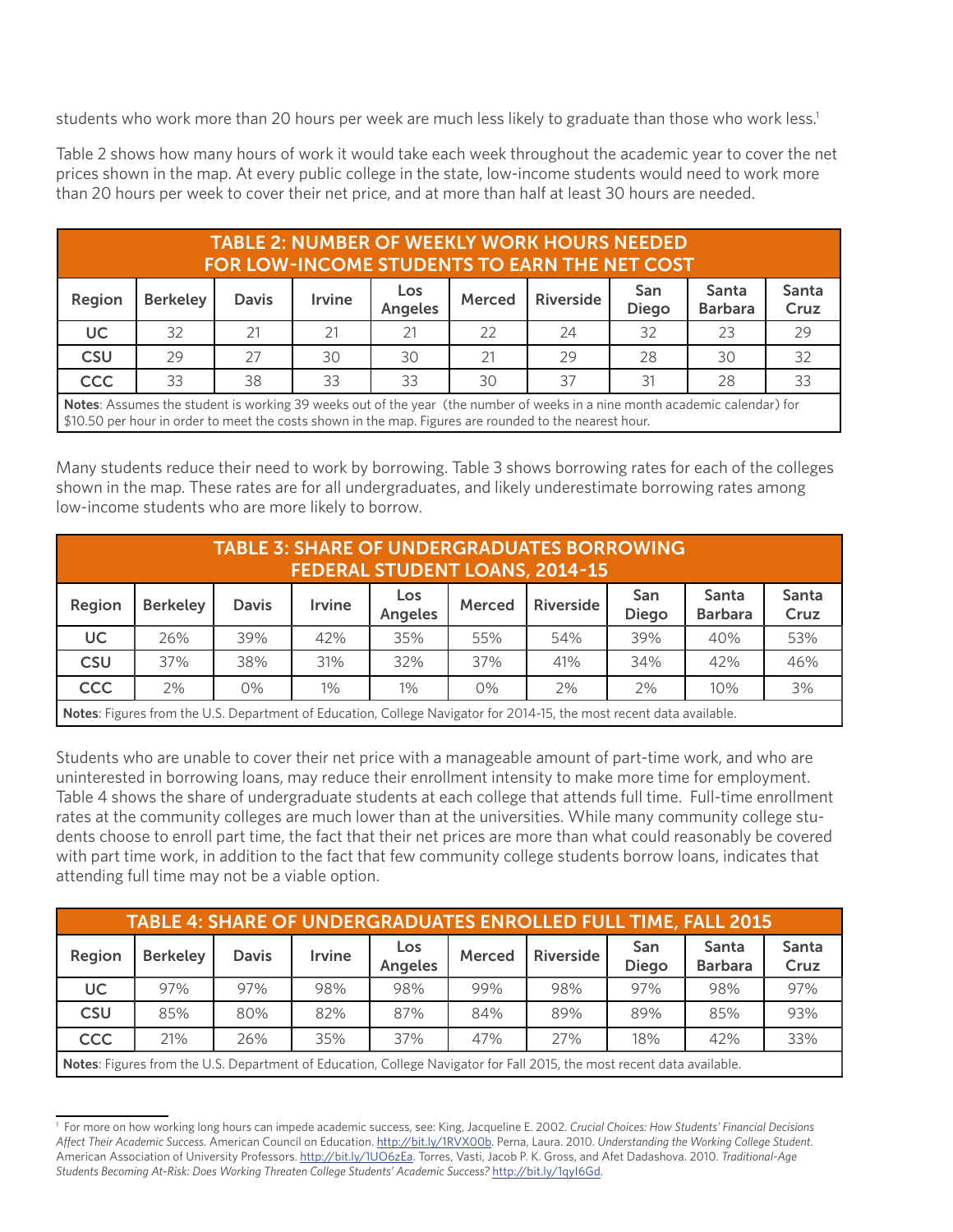students who work more than 20 hours per week are much less likely to graduate than those who work less.[1]

Table 2 shows how many hours of work it would take each week throughout the academic year to cover the net prices shown in the map. At every public college in the state, low-income students would need to work more than 20 hours per week to cover their net price, and at more than half at least 30 hours are needed.

**TABLE 2: NUMBER OF WEEKLY WORK HOURS NEEDED FOR LOW-INCOME STUDENTS TO EARN THE NET COST**

| Region | Berkeley | Davis | Irvine | Los Angeles | Merced | Riverside | San Diego | Santa Barbara | Santa Cruz |
|---|---|---|---|---|---|---|---|---|---|
| UC | 32 | 21 | 21 | 21 | 22 | 24 | 32 | 23 | 29 |
| CSU | 29 | 27 | 30 | 30 | 21 | 29 | 28 | 30 | 32 |
| CCC | 33 | 38 | 33 | 33 | 30 | 37 | 31 | 28 | 33 |

**Notes**: Assumes the student is working 39 weeks out of the year (the number of weeks in a nine month academic calendar) for $10.50 per hour in order to meet the costs shown in the map. Figures are rounded to the nearest hour.

Many students reduce their need to work by borrowing. Table 3 shows borrowing rates for each of the colleges shown in the map. These rates are for all undergraduates, and likely underestimate borrowing rates among low-income students who are more likely to borrow.

**TABLE 3: SHARE OF UNDERGRADUATES BORROWING FEDERAL STUDENT LOANS, 2014-15**

| Region | Berkeley | Davis | Irvine | Los Angeles | Merced | Riverside | San Diego | Santa Barbara | Santa Cruz |
|---|---|---|---|---|---|---|---|---|---|
| UC | 26% | 39% | 42% | 35% | 55% | 54% | 39% | 40% | 53% |
| CSU | 37% | 38% | 31% | 32% | 37% | 41% | 34% | 42% | 46% |
| CCC | 2% | 0% | 1% | 1% | 0% | 2% | 2% | 10% | 3% |

**Notes**: Figures from the U.S. Department of Education, College Navigator for 2014-15, the most recent data available.

Students who are unable to cover their net price with a manageable amount of part-time work, and who are uninterested in borrowing loans, may reduce their enrollment intensity to make more time for employment. Table 4 shows the share of undergraduate students at each college that attends full time. Full-time enrollment rates at the community colleges are much lower than at the universities. While many community college students choose to enroll part time, the fact that their net prices are more than what could reasonably be covered with part time work, in addition to the fact that few community college students borrow loans, indicates that attending full time may not be a viable option.

**TABLE 4: SHARE OF UNDERGRADUATES ENROLLED FULL TIME, FALL 2015**

| Region | Berkeley | Davis | Irvine | Los Angeles | Merced | Riverside | San Diego | Santa Barbara | Santa Cruz |
|---|---|---|---|---|---|---|---|---|---|
| UC | 97% | 97% | 98% | 98% | 99% | 98% | 97% | 98% | 97% |
| CSU | 85% | 80% | 82% | 87% | 84% | 89% | 89% | 85% | 93% |
| CCC | 21% | 26% | 35% | 37% | 47% | 27% | 18% | 42% | 33% |

**Notes**: Figures from the U.S. Department of Education, College Navigator for Fall 2015, the most recent data available.

[1] For more on how working long hours can impede academic success, see: King, Jacqueline E. 2002. *Crucial Choices: How Students' Financial Decisions Affect Their Academic Success*. American Council on Education. http://bit.ly/1RVX00b. Perna, Laura. 2010. *Understanding the Working College Student*. American Association of University Professors. http://bit.ly/1UO6zEa. Torres, Vasti, Jacob P. K. Gross, and Afet Dadashova. 2010. *Traditional-Age Students Becoming At-Risk: Does Working Threaten College Students' Academic Success?* http://bit.ly/1qyI6Gd.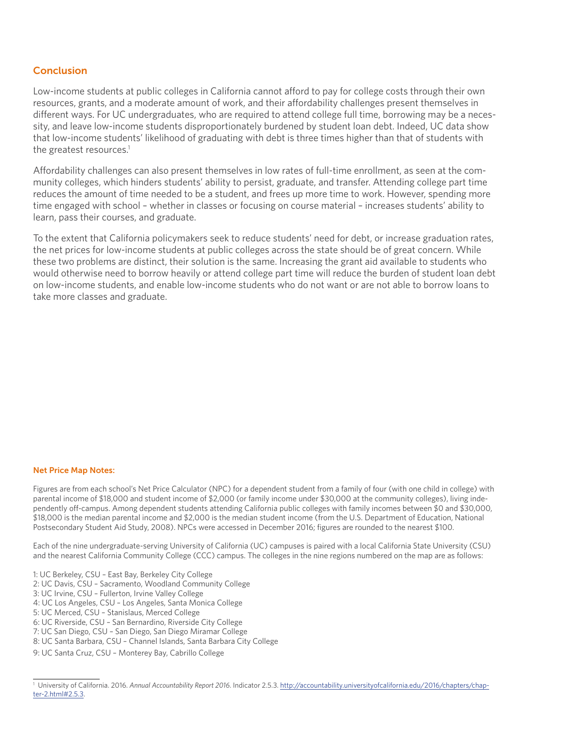## Conclusion

Low-income students at public colleges in California cannot afford to pay for college costs through their own resources, grants, and a moderate amount of work, and their affordability challenges present themselves in different ways. For UC undergraduates, who are required to attend college full time, borrowing may be a necessity, and leave low-income students disproportionately burdened by student loan debt. Indeed, UC data show that low-income students' likelihood of graduating with debt is three times higher than that of students with the greatest resources.[1]

Affordability challenges can also present themselves in low rates of full-time enrollment, as seen at the community colleges, which hinders students' ability to persist, graduate, and transfer. Attending college part time reduces the amount of time needed to be a student, and frees up more time to work. However, spending more time engaged with school – whether in classes or focusing on course material – increases students' ability to learn, pass their courses, and graduate.

To the extent that California policymakers seek to reduce students' need for debt, or increase graduation rates, the net prices for low-income students at public colleges across the state should be of great concern. While these two problems are distinct, their solution is the same. Increasing the grant aid available to students who would otherwise need to borrow heavily or attend college part time will reduce the burden of student loan debt on low-income students, and enable low-income students who do not want or are not able to borrow loans to take more classes and graduate.

**Net Price Map Notes:**

Figures are from each school's Net Price Calculator (NPC) for a dependent student from a family of four (with one child in college) with parental income of $18,000 and student income of $2,000 (or family income under $30,000 at the community colleges), living independently off-campus. Among dependent students attending California public colleges with family incomes between $0 and $30,000, $18,000 is the median parental income and $2,000 is the median student income (from the U.S. Department of Education, National Postsecondary Student Aid Study, 2008). NPCs were accessed in December 2016; figures are rounded to the nearest $100.

Each of the nine undergraduate-serving University of California (UC) campuses is paired with a local California State University (CSU) and the nearest California Community College (CCC) campus. The colleges in the nine regions numbered on the map are as follows:

1: UC Berkeley, CSU – East Bay, Berkeley City College
2: UC Davis, CSU – Sacramento, Woodland Community College
3: UC Irvine, CSU – Fullerton, Irvine Valley College
4: UC Los Angeles, CSU – Los Angeles, Santa Monica College
5: UC Merced, CSU – Stanislaus, Merced College
6: UC Riverside, CSU – San Bernardino, Riverside City College
7: UC San Diego, CSU – San Diego, San Diego Miramar College
8: UC Santa Barbara, CSU – Channel Islands, Santa Barbara City College
9: UC Santa Cruz, CSU – Monterey Bay, Cabrillo College

[1] University of California. 2016. *Annual Accountability Report 2016*. Indicator 2.5.3. http://accountability.universityofcalifornia.edu/2016/chapters/chapter-2.html#2.5.3.